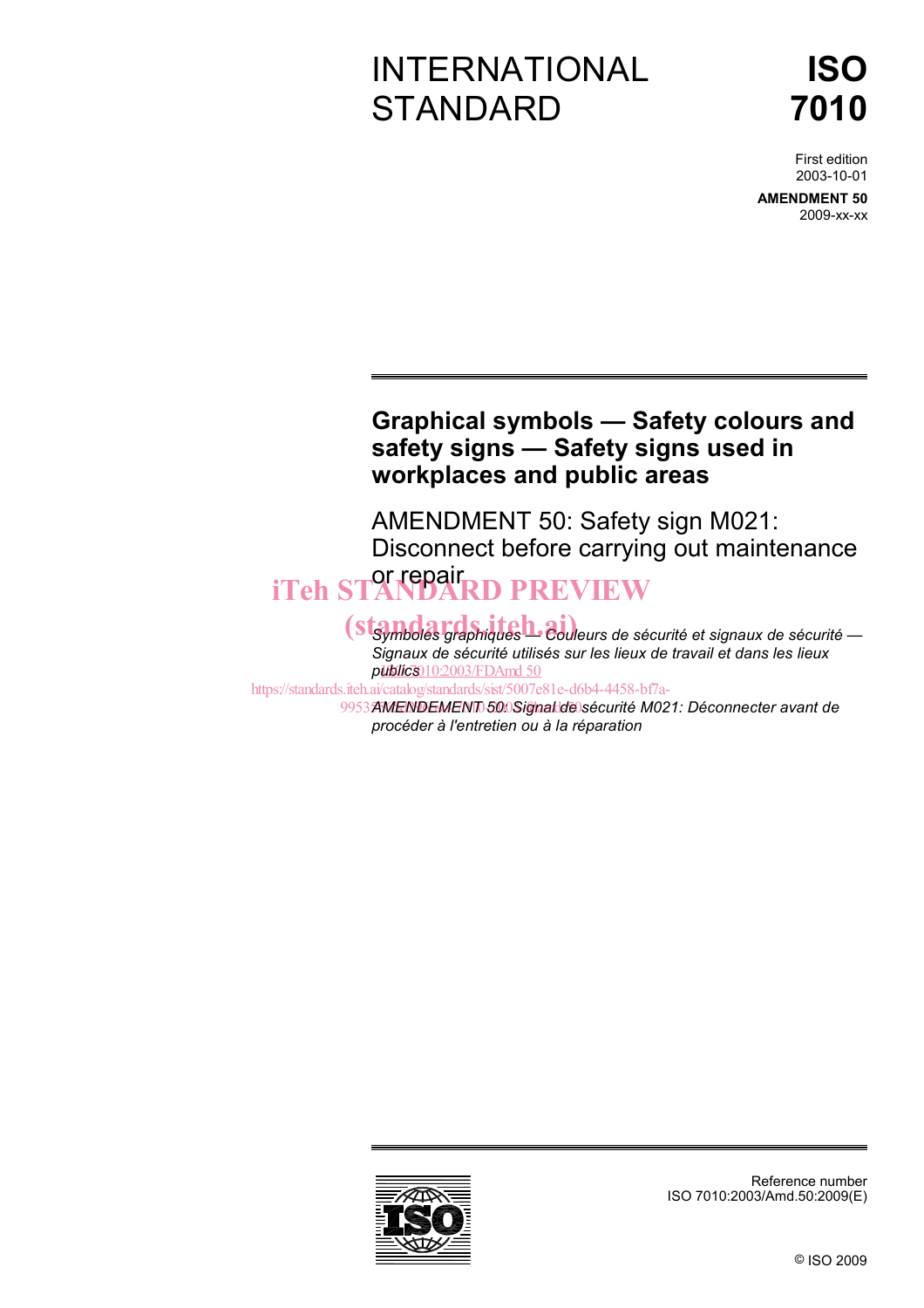# INTERNATIONAL STANDARD

# ISO 7010

First edition
2003-10-01

**AMENDMENT 50**
2009-xx-xx

## Graphical symbols — Safety colours and safety signs — Safety signs used in workplaces and public areas

AMENDMENT 50: Safety sign M021: Disconnect before carrying out maintenance or repair

iTeh STANDARD PREVIEW
(standards.iteh.ai)

*Symboles graphiques — Couleurs de sécurité et signaux de sécurité — Signaux de sécurité utilisés sur les lieux de travail et dans les lieux publics*

ISO 7010:2003/FDAmd 50
https://standards.iteh.ai/catalog/standards/sist/5007e81e-d6b4-4458-bf7a-

*AMENDEMENT 50: Signal de sécurité M021: Déconnecter avant de procéder à l'entretien ou à la réparation*

Reference number
ISO 7010:2003/Amd.50:2009(E)

© ISO 2009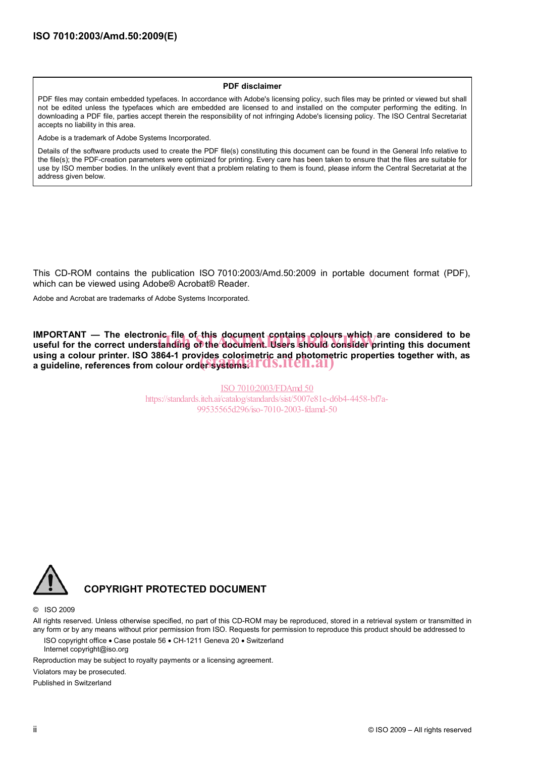**PDF disclaimer**

PDF files may contain embedded typefaces. In accordance with Adobe's licensing policy, such files may be printed or viewed but shall not be edited unless the typefaces which are embedded are licensed to and installed on the computer performing the editing. In downloading a PDF file, parties accept therein the responsibility of not infringing Adobe's licensing policy. The ISO Central Secretariat accepts no liability in this area.

Adobe is a trademark of Adobe Systems Incorporated.

Details of the software products used to create the PDF file(s) constituting this document can be found in the General Info relative to the file(s); the PDF-creation parameters were optimized for printing. Every care has been taken to ensure that the files are suitable for use by ISO member bodies. In the unlikely event that a problem relating to them is found, please inform the Central Secretariat at the address given below.

This CD-ROM contains the publication ISO 7010:2003/Amd.50:2009 in portable document format (PDF), which can be viewed using Adobe® Acrobat® Reader.

Adobe and Acrobat are trademarks of Adobe Systems Incorporated.

**IMPORTANT — The electronic file of this document contains colours which are considered to be useful for the correct understanding of the document. Users should consider printing this document using a colour printer. ISO 3864-1 provides colorimetric and photometric properties together with, as a guideline, references from colour order systems.**

iTeh STANDARD PREVIEW
(standards.iteh.ai)

ISO 7010:2003/FDAmd 50
https://standards.iteh.ai/catalog/standards/sist/5007e81e-d6b4-4458-bf7a-99535565d296/iso-7010-2003-fdamd-50

**COPYRIGHT PROTECTED DOCUMENT**

© ISO 2009

All rights reserved. Unless otherwise specified, no part of this CD-ROM may be reproduced, stored in a retrieval system or transmitted in any form or by any means without prior permission from ISO. Requests for permission to reproduce this product should be addressed to

ISO copyright office • Case postale 56 • CH-1211 Geneva 20 • Switzerland
Internet copyright@iso.org

Reproduction may be subject to royalty payments or a licensing agreement.

Violators may be prosecuted.

Published in Switzerland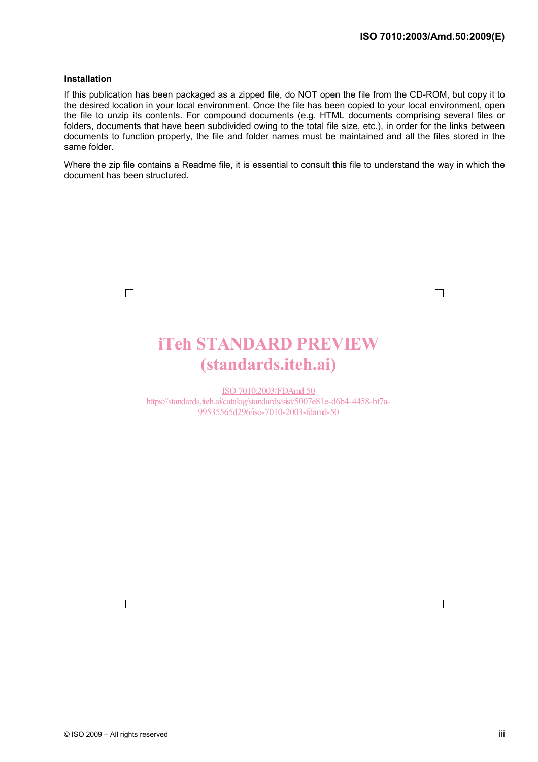### Installation

If this publication has been packaged as a zipped file, do NOT open the file from the CD-ROM, but copy it to the desired location in your local environment. Once the file has been copied to your local environment, open the file to unzip its contents. For compound documents (e.g. HTML documents comprising several files or folders, documents that have been subdivided owing to the total file size, etc.), in order for the links between documents to function properly, the file and folder names must be maintained and all the files stored in the same folder.

Where the zip file contains a Readme file, it is essential to consult this file to understand the way in which the document has been structured.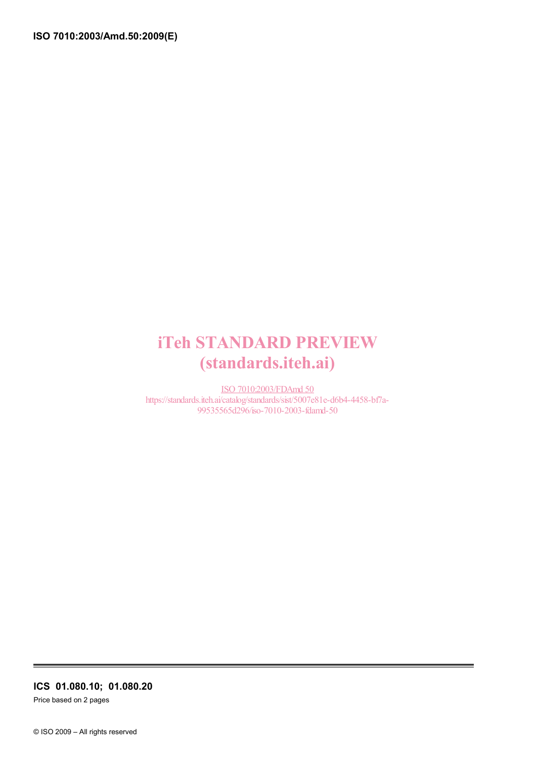iTeh STANDARD PREVIEW
(standards.iteh.ai)

ISO 7010:2003/FDAmd 50
https://standards.iteh.ai/catalog/standards/sist/5007e81e-d6b4-4458-bf7a-99535565d296/iso-7010-2003-fdamd-50

**ICS 01.080.10; 01.080.20**

Price based on 2 pages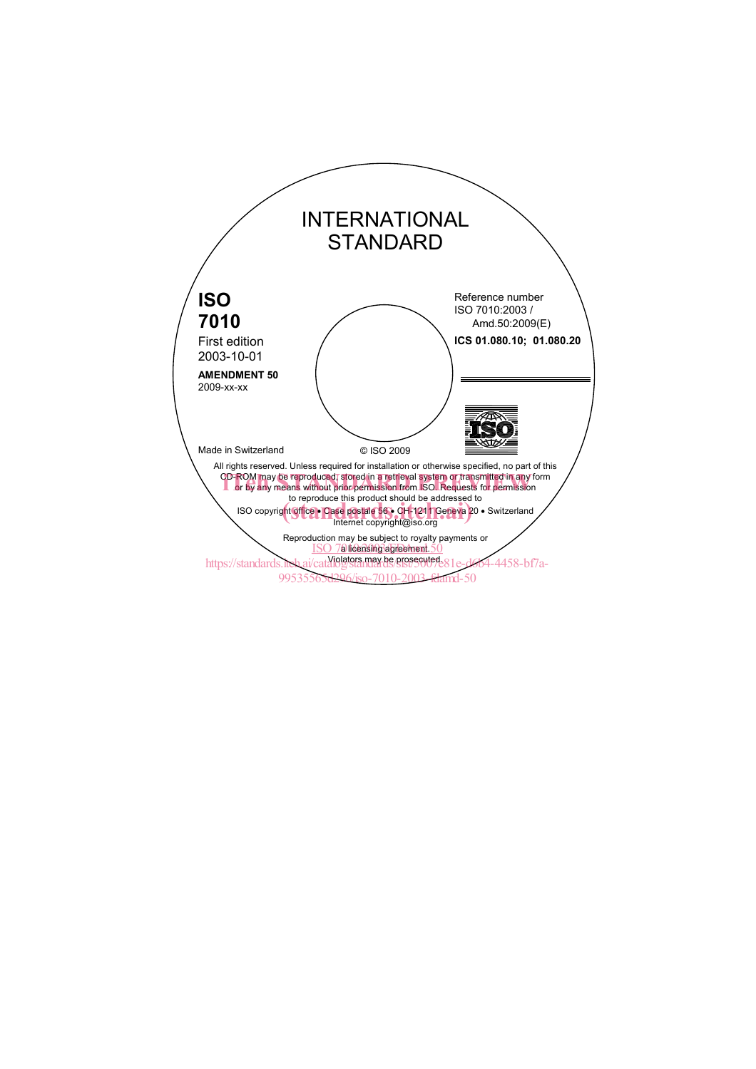# INTERNATIONAL STANDARD

**ISO 7010**

First edition
2003-10-01

**AMENDMENT 50**
2009-xx-xx

Reference number
ISO 7010:2003 / Amd.50:2009(E)

**ICS 01.080.10; 01.080.20**

Made in Switzerland

© ISO 2009

All rights reserved. Unless required for installation or otherwise specified, no part of this CD-ROM may be reproduced, stored in a retrieval system or transmitted in any form or by any means without prior permission from ISO. Requests for permission to reproduce this product should be addressed to
ISO copyright office • Case postale 56 • CH-1211 Geneva 20 • Switzerland
Internet copyright@iso.org

Reproduction may be subject to royalty payments or a licensing agreement.

Violators may be prosecuted.

iTeh STANDARD PREVIEW
(standards.iteh.ai)

ISO 7010:2003/FDAmd 50
https://standards.iteh.ai/catalog/standards/sist/5007e81e-d6b4-4458-bf7a-99535565d296/iso-7010-2003-fdamd-50